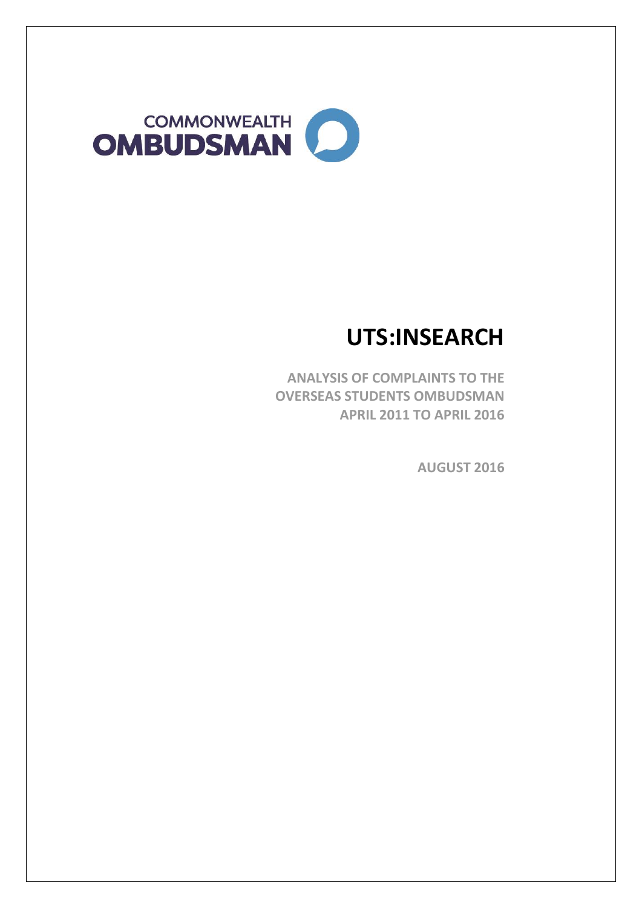COMMONWEALTH OMBUDSMAN

# UTS:INSEARCH

**ANALYSIS OF COMPLAINTS TO THE OVERSEAS STUDENTS OMBUDSMAN APRIL 2011 TO APRIL 2016**

**AUGUST 2016**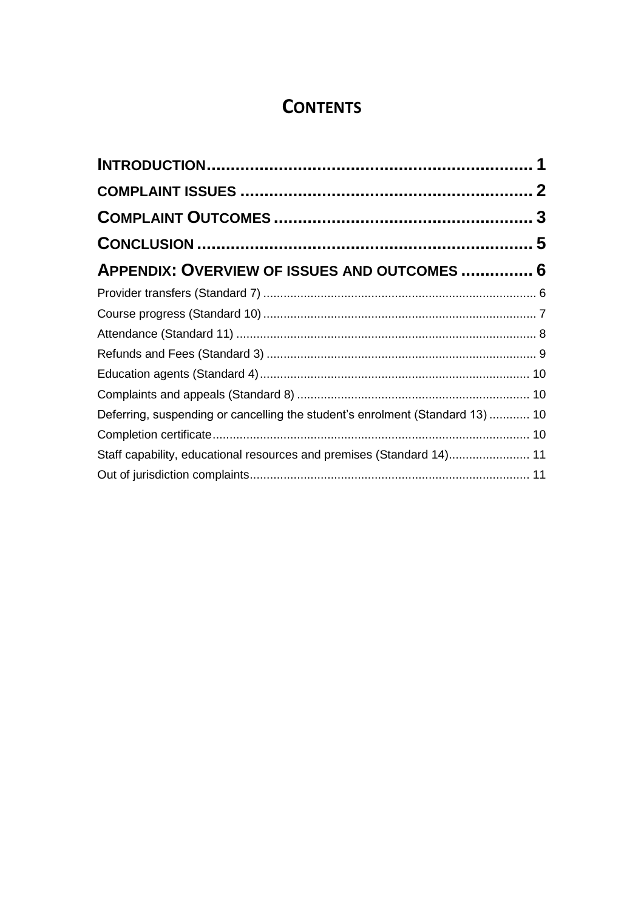# CONTENTS

**INTRODUCTION** .................................................................. 1

**COMPLAINT ISSUES** ........................................................... 2

**COMPLAINT OUTCOMES** .................................................... 3

**CONCLUSION** ..................................................................... 5

**APPENDIX: OVERVIEW OF ISSUES AND OUTCOMES** ............... 6

Provider transfers (Standard 7) ................................................ 6

Course progress (Standard 10) ................................................ 7

Attendance (Standard 11) ........................................................ 8

Refunds and Fees (Standard 3) ............................................... 9

Education agents (Standard 4) ................................................ 10

Complaints and appeals (Standard 8) ...................................... 10

Deferring, suspending or cancelling the student's enrolment (Standard 13) ............ 10

Completion certificate ............................................................ 10

Staff capability, educational resources and premises (Standard 14) ........................ 11

Out of jurisdiction complaints ................................................. 11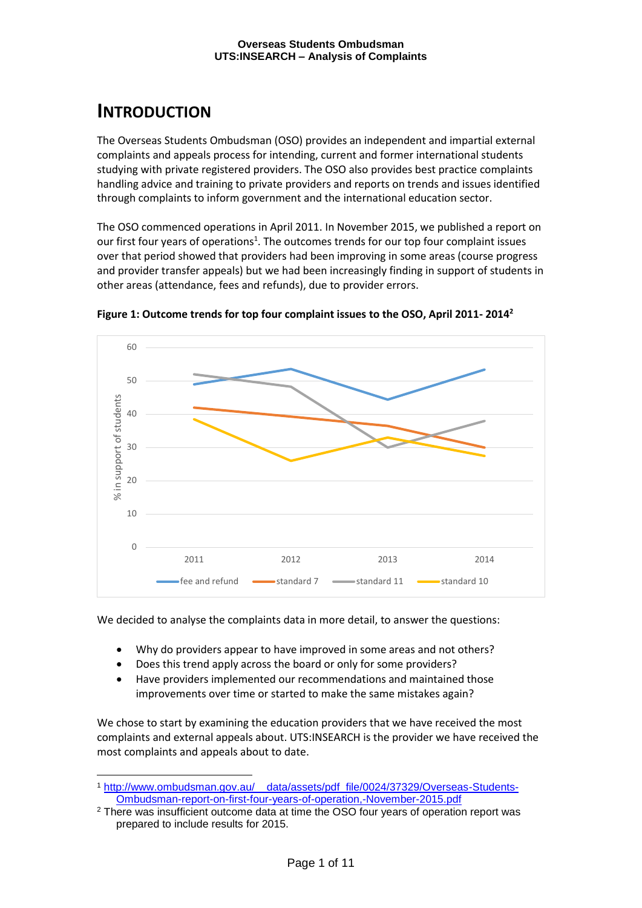# INTRODUCTION

The Overseas Students Ombudsman (OSO) provides an independent and impartial external complaints and appeals process for intending, current and former international students studying with private registered providers. The OSO also provides best practice complaints handling advice and training to private providers and reports on trends and issues identified through complaints to inform government and the international education sector.

The OSO commenced operations in April 2011. In November 2015, we published a report on our first four years of operations[1]. The outcomes trends for our top four complaint issues over that period showed that providers had been improving in some areas (course progress and provider transfer appeals) but we had been increasingly finding in support of students in other areas (attendance, fees and refunds), due to provider errors.

**Figure 1: Outcome trends for top four complaint issues to the OSO, April 2011- 2014[2]**

We decided to analyse the complaints data in more detail, to answer the questions:

- Why do providers appear to have improved in some areas and not others?
- Does this trend apply across the board or only for some providers?
- Have providers implemented our recommendations and maintained those improvements over time or started to make the same mistakes again?

We chose to start by examining the education providers that we have received the most complaints and external appeals about. UTS:INSEARCH is the provider we have received the most complaints and appeals about to date.

---

[1] http://www.ombudsman.gov.au/__data/assets/pdf_file/0024/37329/Overseas-Students-Ombudsman-report-on-first-four-years-of-operation,-November-2015.pdf

[2] There was insufficient outcome data at time the OSO four years of operation report was prepared to include results for 2015.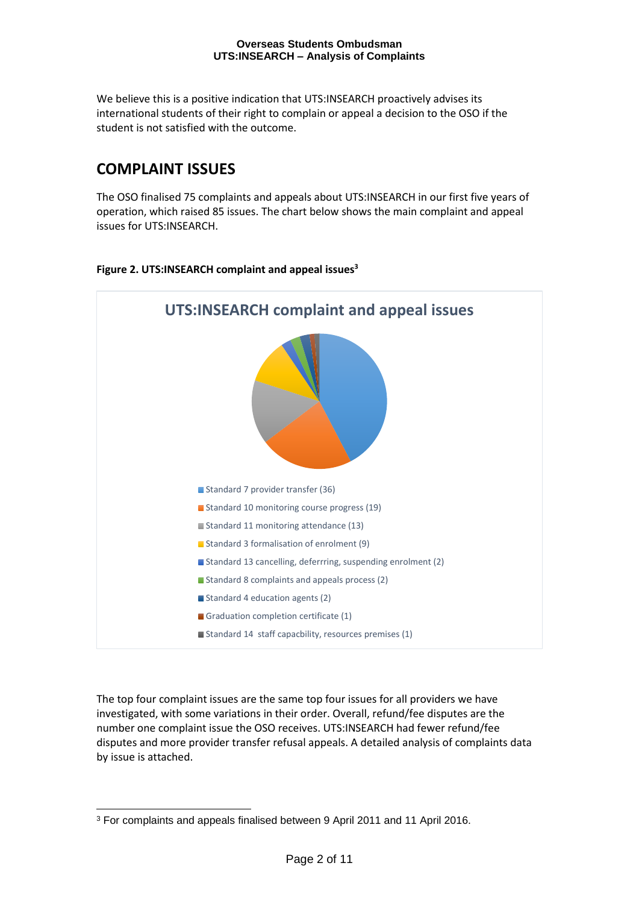We believe this is a positive indication that UTS:INSEARCH proactively advises its international students of their right to complain or appeal a decision to the OSO if the student is not satisfied with the outcome.

## COMPLAINT ISSUES

The OSO finalised 75 complaints and appeals about UTS:INSEARCH in our first five years of operation, which raised 85 issues. The chart below shows the main complaint and appeal issues for UTS:INSEARCH.

**Figure 2. UTS:INSEARCH complaint and appeal issues[3]**

UTS:INSEARCH complaint and appeal issues

- Standard 7 provider transfer (36)
- Standard 10 monitoring course progress (19)
- Standard 11 monitoring attendance (13)
- Standard 3 formalisation of enrolment (9)
- Standard 13 cancelling, deferrring, suspending enrolment (2)
- Standard 8 complaints and appeals process (2)
- Standard 4 education agents (2)
- Graduation completion certificate (1)
- Standard 14 staff capacbility, resources premises (1)

The top four complaint issues are the same top four issues for all providers we have investigated, with some variations in their order. Overall, refund/fee disputes are the number one complaint issue the OSO receives. UTS:INSEARCH had fewer refund/fee disputes and more provider transfer refusal appeals. A detailed analysis of complaints data by issue is attached.

[3] For complaints and appeals finalised between 9 April 2011 and 11 April 2016.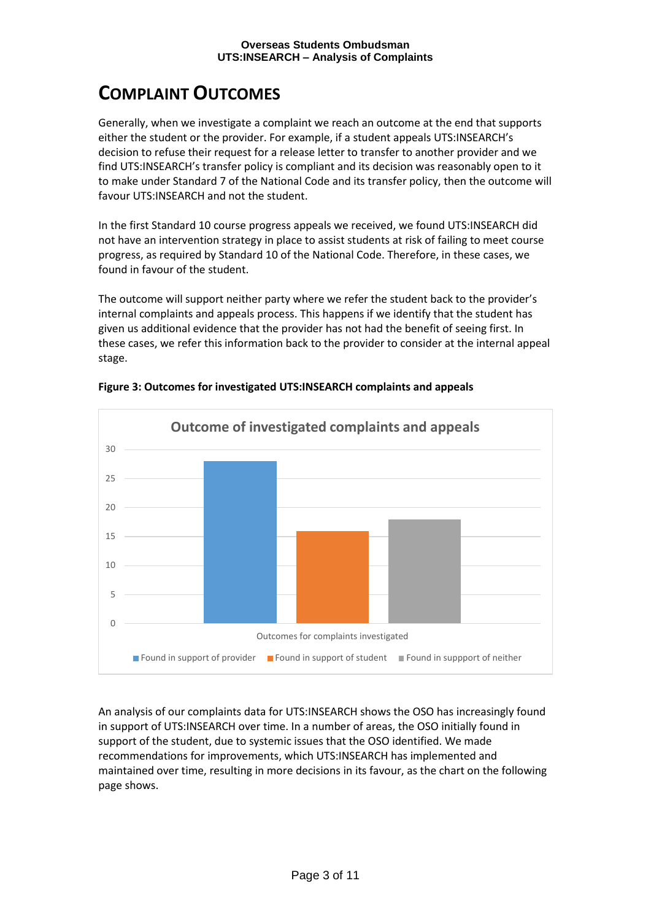# Complaint Outcomes

Generally, when we investigate a complaint we reach an outcome at the end that supports either the student or the provider. For example, if a student appeals UTS:INSEARCH's decision to refuse their request for a release letter to transfer to another provider and we find UTS:INSEARCH's transfer policy is compliant and its decision was reasonably open to it to make under Standard 7 of the National Code and its transfer policy, then the outcome will favour UTS:INSEARCH and not the student.

In the first Standard 10 course progress appeals we received, we found UTS:INSEARCH did not have an intervention strategy in place to assist students at risk of failing to meet course progress, as required by Standard 10 of the National Code. Therefore, in these cases, we found in favour of the student.

The outcome will support neither party where we refer the student back to the provider's internal complaints and appeals process. This happens if we identify that the student has given us additional evidence that the provider has not had the benefit of seeing first. In these cases, we refer this information back to the provider to consider at the internal appeal stage.

**Figure 3: Outcomes for investigated UTS:INSEARCH complaints and appeals**

Outcome of investigated complaints and appeals

| Outcomes for complaints investigated | Count |
|---|---|
| Found in support of provider | 28 |
| Found in support of student | 16 |
| Found in suppport of neither | 18 |

An analysis of our complaints data for UTS:INSEARCH shows the OSO has increasingly found in support of UTS:INSEARCH over time. In a number of areas, the OSO initially found in support of the student, due to systemic issues that the OSO identified. We made recommendations for improvements, which UTS:INSEARCH has implemented and maintained over time, resulting in more decisions in its favour, as the chart on the following page shows.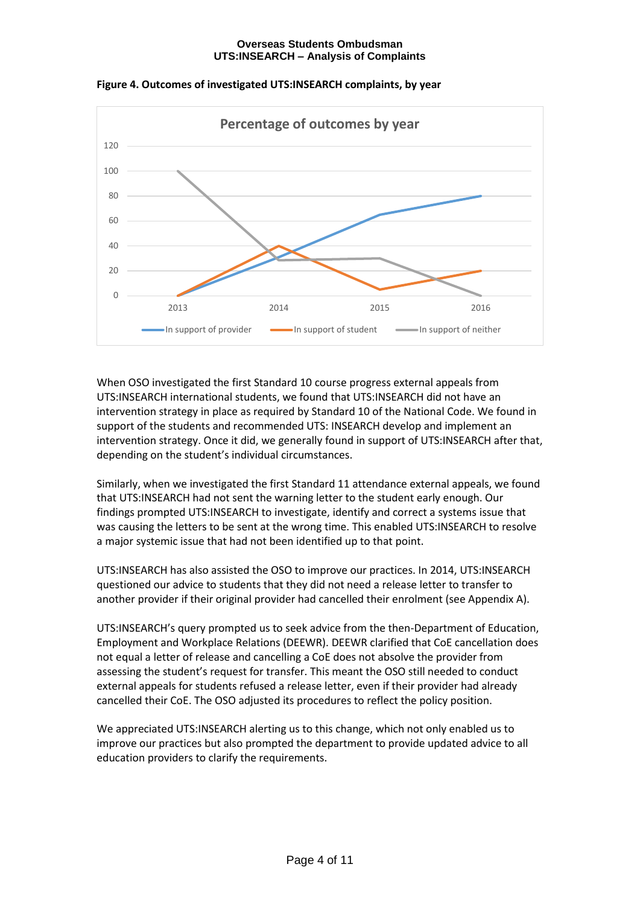**Figure 4. Outcomes of investigated UTS:INSEARCH complaints, by year**

When OSO investigated the first Standard 10 course progress external appeals from UTS:INSEARCH international students, we found that UTS:INSEARCH did not have an intervention strategy in place as required by Standard 10 of the National Code. We found in support of the students and recommended UTS: INSEARCH develop and implement an intervention strategy. Once it did, we generally found in support of UTS:INSEARCH after that, depending on the student's individual circumstances.

Similarly, when we investigated the first Standard 11 attendance external appeals, we found that UTS:INSEARCH had not sent the warning letter to the student early enough. Our findings prompted UTS:INSEARCH to investigate, identify and correct a systems issue that was causing the letters to be sent at the wrong time. This enabled UTS:INSEARCH to resolve a major systemic issue that had not been identified up to that point.

UTS:INSEARCH has also assisted the OSO to improve our practices. In 2014, UTS:INSEARCH questioned our advice to students that they did not need a release letter to transfer to another provider if their original provider had cancelled their enrolment (see Appendix A).

UTS:INSEARCH's query prompted us to seek advice from the then-Department of Education, Employment and Workplace Relations (DEEWR). DEEWR clarified that CoE cancellation does not equal a letter of release and cancelling a CoE does not absolve the provider from assessing the student's request for transfer. This meant the OSO still needed to conduct external appeals for students refused a release letter, even if their provider had already cancelled their CoE. The OSO adjusted its procedures to reflect the policy position.

We appreciated UTS:INSEARCH alerting us to this change, which not only enabled us to improve our practices but also prompted the department to provide updated advice to all education providers to clarify the requirements.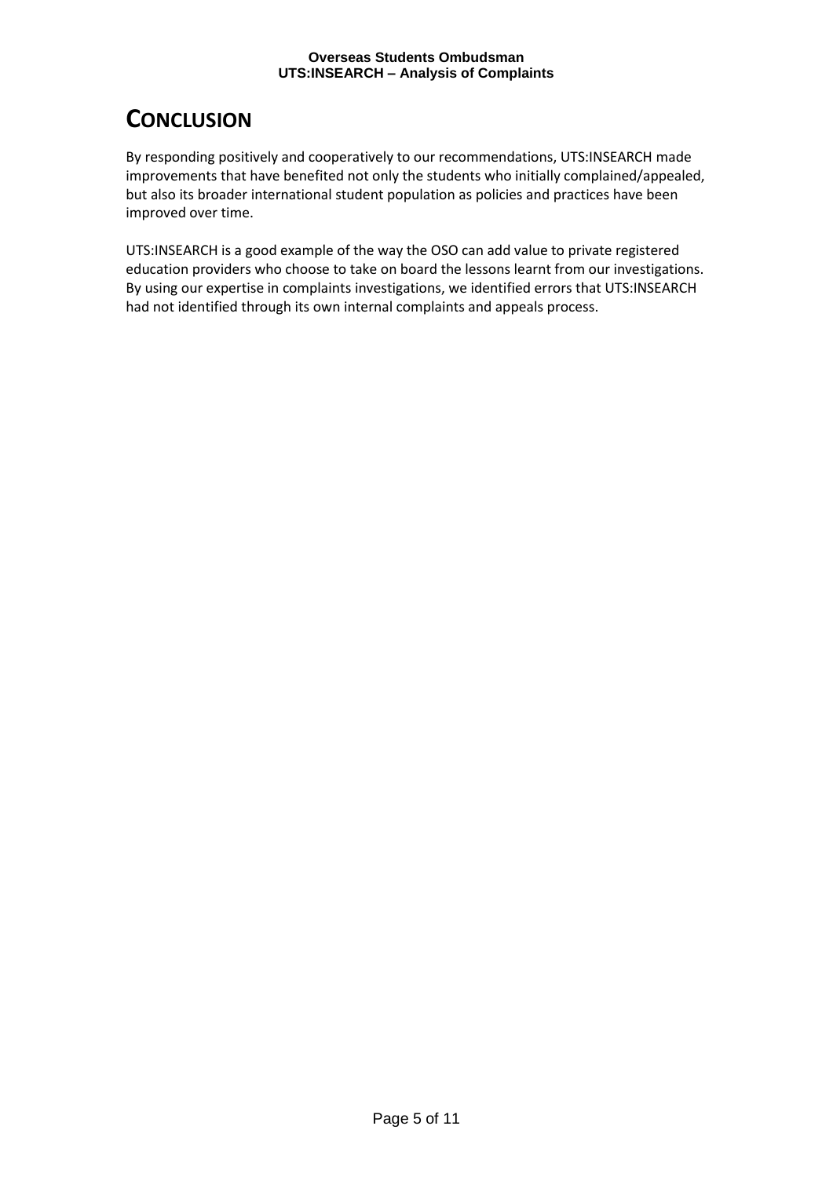# CONCLUSION

By responding positively and cooperatively to our recommendations, UTS:INSEARCH made improvements that have benefited not only the students who initially complained/appealed, but also its broader international student population as policies and practices have been improved over time.

UTS:INSEARCH is a good example of the way the OSO can add value to private registered education providers who choose to take on board the lessons learnt from our investigations. By using our expertise in complaints investigations, we identified errors that UTS:INSEARCH had not identified through its own internal complaints and appeals process.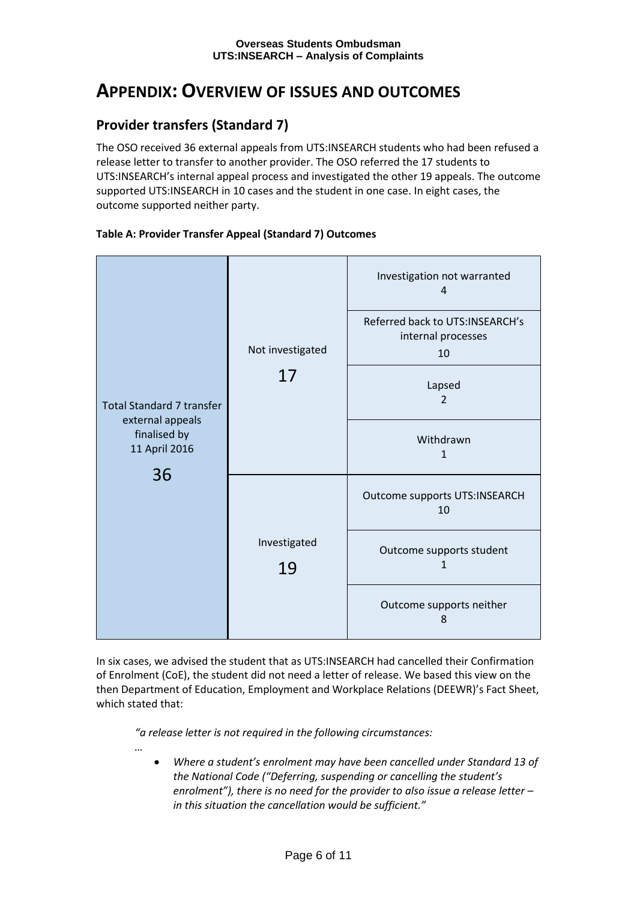# APPENDIX: OVERVIEW OF ISSUES AND OUTCOMES

## Provider transfers (Standard 7)

The OSO received 36 external appeals from UTS:INSEARCH students who had been refused a release letter to transfer to another provider. The OSO referred the 17 students to UTS:INSEARCH's internal appeal process and investigated the other 19 appeals. The outcome supported UTS:INSEARCH in 10 cases and the student in one case. In eight cases, the outcome supported neither party.

**Table A: Provider Transfer Appeal (Standard 7) Outcomes**

| Total Standard 7 transfer external appeals finalised by 11 April 2016 | Category | Outcome |
|---|---|---|
| 36 | Not investigated 17 | Investigation not warranted 4 |
| | | Referred back to UTS:INSEARCH's internal processes 10 |
| | | Lapsed 2 |
| | | Withdrawn 1 |
| | Investigated 19 | Outcome supports UTS:INSEARCH 10 |
| | | Outcome supports student 1 |
| | | Outcome supports neither 8 |

In six cases, we advised the student that as UTS:INSEARCH had cancelled their Confirmation of Enrolment (CoE), the student did not need a letter of release. We based this view on the then Department of Education, Employment and Workplace Relations (DEEWR)'s Fact Sheet, which stated that:

> *"a release letter is not required in the following circumstances:*
>
> *…*
>
> - *Where a student's enrolment may have been cancelled under Standard 13 of the National Code ("Deferring, suspending or cancelling the student's enrolment"), there is no need for the provider to also issue a release letter – in this situation the cancellation would be sufficient."*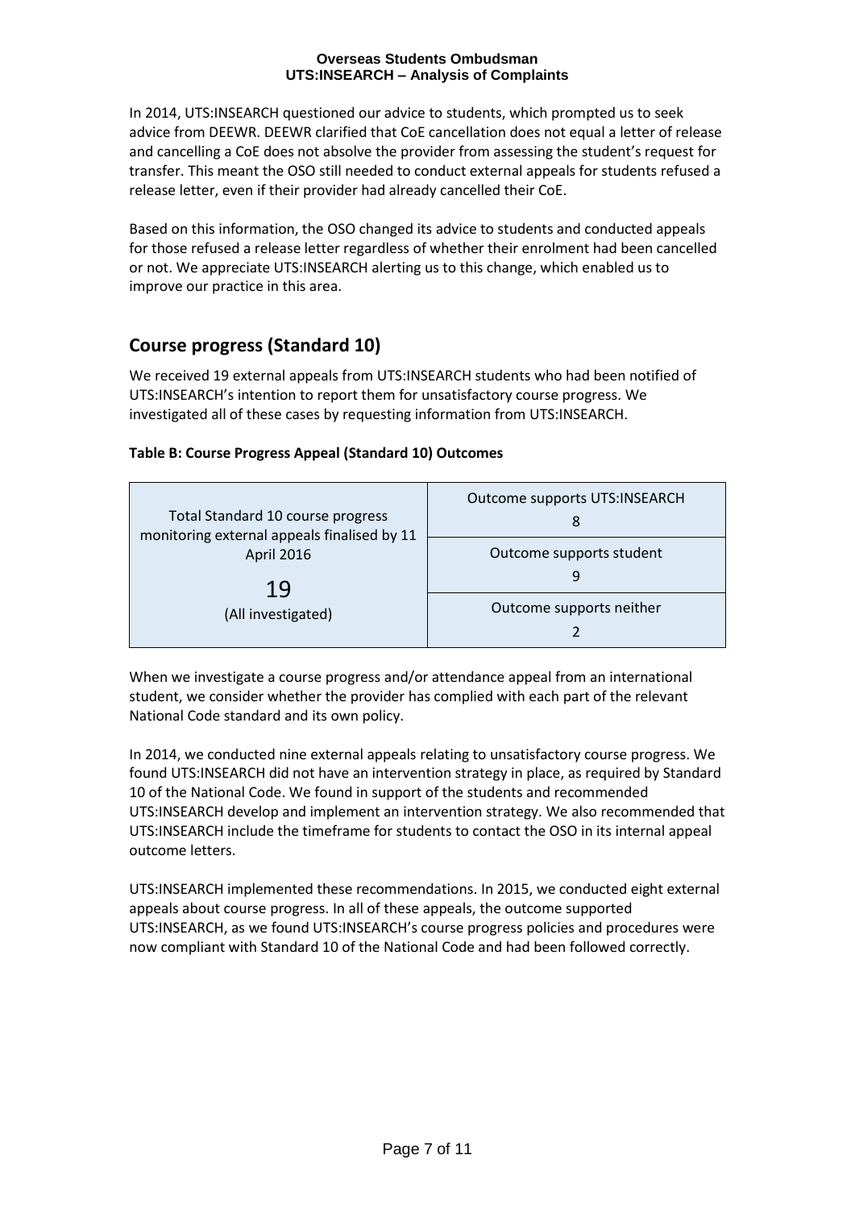In 2014, UTS:INSEARCH questioned our advice to students, which prompted us to seek advice from DEEWR. DEEWR clarified that CoE cancellation does not equal a letter of release and cancelling a CoE does not absolve the provider from assessing the student's request for transfer. This meant the OSO still needed to conduct external appeals for students refused a release letter, even if their provider had already cancelled their CoE.

Based on this information, the OSO changed its advice to students and conducted appeals for those refused a release letter regardless of whether their enrolment had been cancelled or not. We appreciate UTS:INSEARCH alerting us to this change, which enabled us to improve our practice in this area.

## Course progress (Standard 10)

We received 19 external appeals from UTS:INSEARCH students who had been notified of UTS:INSEARCH's intention to report them for unsatisfactory course progress. We investigated all of these cases by requesting information from UTS:INSEARCH.

**Table B: Course Progress Appeal (Standard 10) Outcomes**

| Total Standard 10 course progress monitoring external appeals finalised by 11 April 2016 | |
|---|---|
| 19 (All investigated) | Outcome supports UTS:INSEARCH 8 |
| | Outcome supports student 9 |
| | Outcome supports neither 2 |

When we investigate a course progress and/or attendance appeal from an international student, we consider whether the provider has complied with each part of the relevant National Code standard and its own policy.

In 2014, we conducted nine external appeals relating to unsatisfactory course progress. We found UTS:INSEARCH did not have an intervention strategy in place, as required by Standard 10 of the National Code. We found in support of the students and recommended UTS:INSEARCH develop and implement an intervention strategy. We also recommended that UTS:INSEARCH include the timeframe for students to contact the OSO in its internal appeal outcome letters.

UTS:INSEARCH implemented these recommendations. In 2015, we conducted eight external appeals about course progress. In all of these appeals, the outcome supported UTS:INSEARCH, as we found UTS:INSEARCH's course progress policies and procedures were now compliant with Standard 10 of the National Code and had been followed correctly.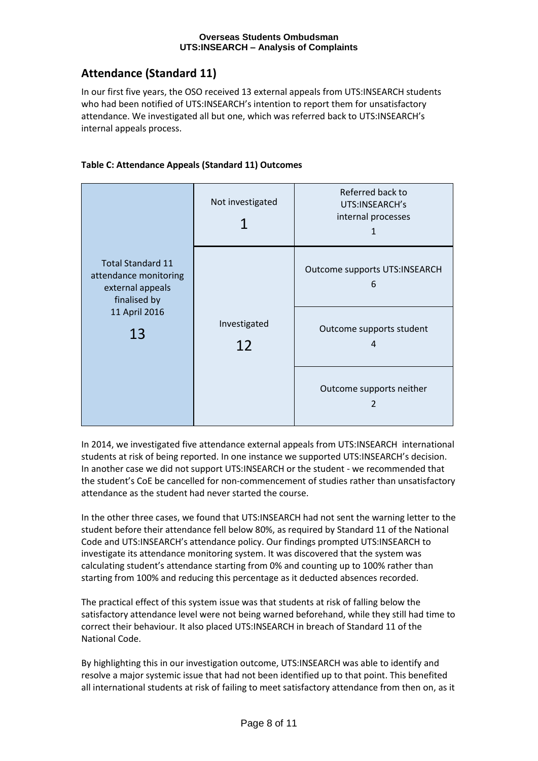## Attendance (Standard 11)

In our first five years, the OSO received 13 external appeals from UTS:INSEARCH students who had been notified of UTS:INSEARCH's intention to report them for unsatisfactory attendance. We investigated all but one, which was referred back to UTS:INSEARCH's internal appeals process.

**Table C: Attendance Appeals (Standard 11) Outcomes**

| Total Standard 11 attendance monitoring external appeals finalised by 11 April 2016 | | |
|---|---|---|
| 13 | Not investigated 1 | Referred back to UTS:INSEARCH's internal processes 1 |
| | Investigated 12 | Outcome supports UTS:INSEARCH 6 |
| | | Outcome supports student 4 |
| | | Outcome supports neither 2 |

In 2014, we investigated five attendance external appeals from UTS:INSEARCH international students at risk of being reported. In one instance we supported UTS:INSEARCH's decision. In another case we did not support UTS:INSEARCH or the student - we recommended that the student's CoE be cancelled for non-commencement of studies rather than unsatisfactory attendance as the student had never started the course.

In the other three cases, we found that UTS:INSEARCH had not sent the warning letter to the student before their attendance fell below 80%, as required by Standard 11 of the National Code and UTS:INSEARCH's attendance policy. Our findings prompted UTS:INSEARCH to investigate its attendance monitoring system. It was discovered that the system was calculating student's attendance starting from 0% and counting up to 100% rather than starting from 100% and reducing this percentage as it deducted absences recorded.

The practical effect of this system issue was that students at risk of falling below the satisfactory attendance level were not being warned beforehand, while they still had time to correct their behaviour. It also placed UTS:INSEARCH in breach of Standard 11 of the National Code.

By highlighting this in our investigation outcome, UTS:INSEARCH was able to identify and resolve a major systemic issue that had not been identified up to that point. This benefited all international students at risk of failing to meet satisfactory attendance from then on, as it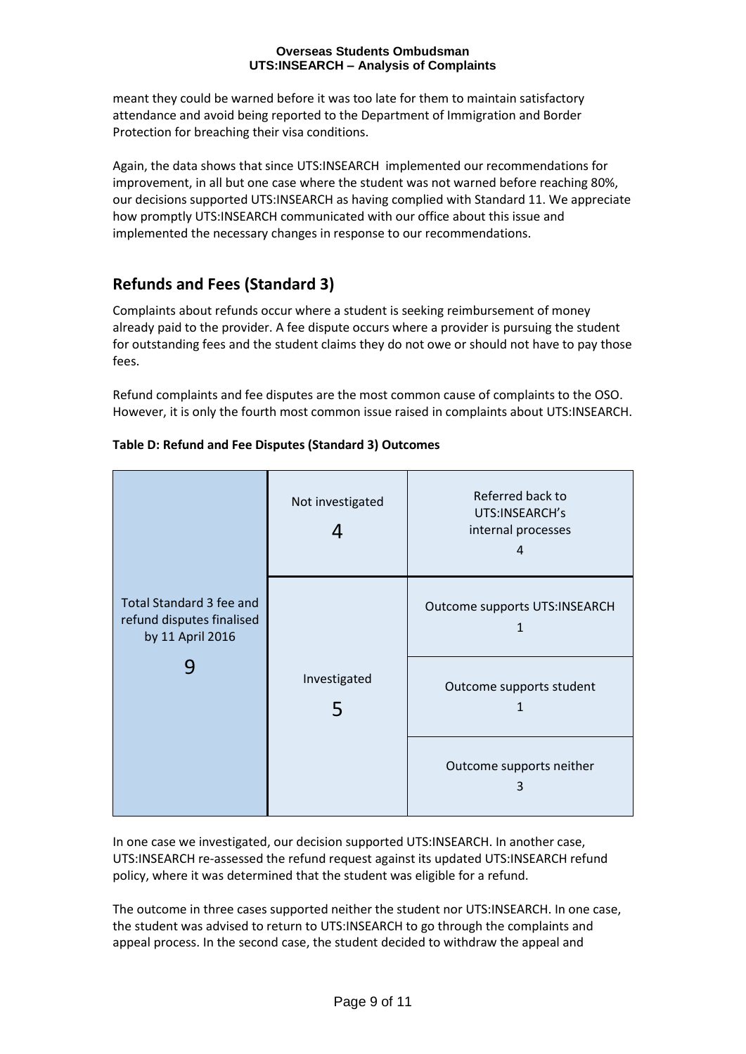meant they could be warned before it was too late for them to maintain satisfactory attendance and avoid being reported to the Department of Immigration and Border Protection for breaching their visa conditions.

Again, the data shows that since UTS:INSEARCH implemented our recommendations for improvement, in all but one case where the student was not warned before reaching 80%, our decisions supported UTS:INSEARCH as having complied with Standard 11. We appreciate how promptly UTS:INSEARCH communicated with our office about this issue and implemented the necessary changes in response to our recommendations.

## Refunds and Fees (Standard 3)

Complaints about refunds occur where a student is seeking reimbursement of money already paid to the provider. A fee dispute occurs where a provider is pursuing the student for outstanding fees and the student claims they do not owe or should not have to pay those fees.

Refund complaints and fee disputes are the most common cause of complaints to the OSO. However, it is only the fourth most common issue raised in complaints about UTS:INSEARCH.

**Table D: Refund and Fee Disputes (Standard 3) Outcomes**

| Total Standard 3 fee and refund disputes finalised by 11 April 2016 | | |
|---|---|---|
| 9 | Not investigated 4 | Referred back to UTS:INSEARCH's internal processes 4 |
| | Investigated 5 | Outcome supports UTS:INSEARCH 1 |
| | | Outcome supports student 1 |
| | | Outcome supports neither 3 |

In one case we investigated, our decision supported UTS:INSEARCH. In another case, UTS:INSEARCH re-assessed the refund request against its updated UTS:INSEARCH refund policy, where it was determined that the student was eligible for a refund.

The outcome in three cases supported neither the student nor UTS:INSEARCH. In one case, the student was advised to return to UTS:INSEARCH to go through the complaints and appeal process. In the second case, the student decided to withdraw the appeal and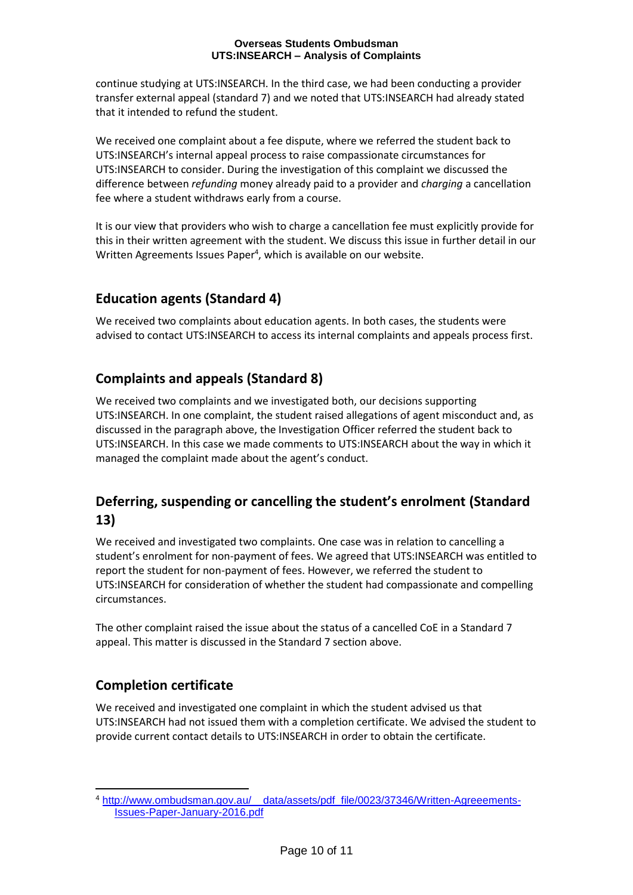continue studying at UTS:INSEARCH. In the third case, we had been conducting a provider transfer external appeal (standard 7) and we noted that UTS:INSEARCH had already stated that it intended to refund the student.

We received one complaint about a fee dispute, where we referred the student back to UTS:INSEARCH's internal appeal process to raise compassionate circumstances for UTS:INSEARCH to consider. During the investigation of this complaint we discussed the difference between *refunding* money already paid to a provider and *charging* a cancellation fee where a student withdraws early from a course.

It is our view that providers who wish to charge a cancellation fee must explicitly provide for this in their written agreement with the student. We discuss this issue in further detail in our Written Agreements Issues Paper[4], which is available on our website.

## Education agents (Standard 4)

We received two complaints about education agents. In both cases, the students were advised to contact UTS:INSEARCH to access its internal complaints and appeals process first.

## Complaints and appeals (Standard 8)

We received two complaints and we investigated both, our decisions supporting UTS:INSEARCH. In one complaint, the student raised allegations of agent misconduct and, as discussed in the paragraph above, the Investigation Officer referred the student back to UTS:INSEARCH. In this case we made comments to UTS:INSEARCH about the way in which it managed the complaint made about the agent's conduct.

## Deferring, suspending or cancelling the student's enrolment (Standard 13)

We received and investigated two complaints. One case was in relation to cancelling a student's enrolment for non-payment of fees. We agreed that UTS:INSEARCH was entitled to report the student for non-payment of fees. However, we referred the student to UTS:INSEARCH for consideration of whether the student had compassionate and compelling circumstances.

The other complaint raised the issue about the status of a cancelled CoE in a Standard 7 appeal. This matter is discussed in the Standard 7 section above.

## Completion certificate

We received and investigated one complaint in which the student advised us that UTS:INSEARCH had not issued them with a completion certificate. We advised the student to provide current contact details to UTS:INSEARCH in order to obtain the certificate.

---

[4] http://www.ombudsman.gov.au/__data/assets/pdf_file/0023/37346/Written-Agreeements-Issues-Paper-January-2016.pdf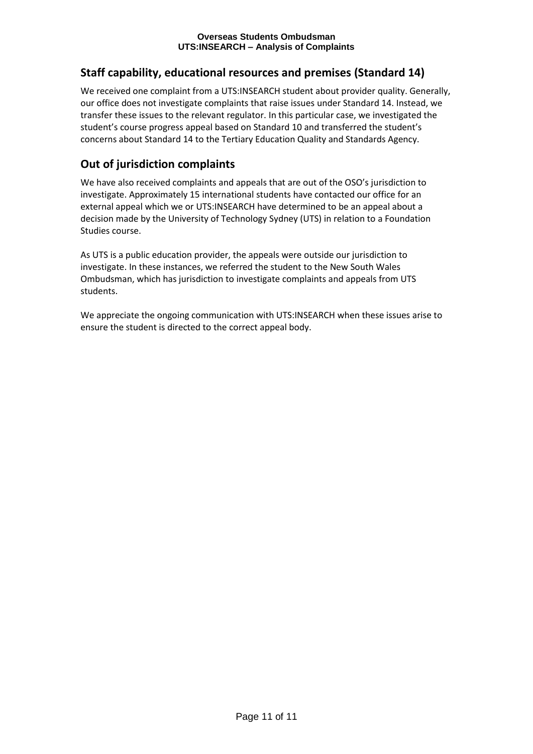## Staff capability, educational resources and premises (Standard 14)

We received one complaint from a UTS:INSEARCH student about provider quality. Generally, our office does not investigate complaints that raise issues under Standard 14. Instead, we transfer these issues to the relevant regulator. In this particular case, we investigated the student's course progress appeal based on Standard 10 and transferred the student's concerns about Standard 14 to the Tertiary Education Quality and Standards Agency.

## Out of jurisdiction complaints

We have also received complaints and appeals that are out of the OSO's jurisdiction to investigate. Approximately 15 international students have contacted our office for an external appeal which we or UTS:INSEARCH have determined to be an appeal about a decision made by the University of Technology Sydney (UTS) in relation to a Foundation Studies course.

As UTS is a public education provider, the appeals were outside our jurisdiction to investigate. In these instances, we referred the student to the New South Wales Ombudsman, which has jurisdiction to investigate complaints and appeals from UTS students.

We appreciate the ongoing communication with UTS:INSEARCH when these issues arise to ensure the student is directed to the correct appeal body.